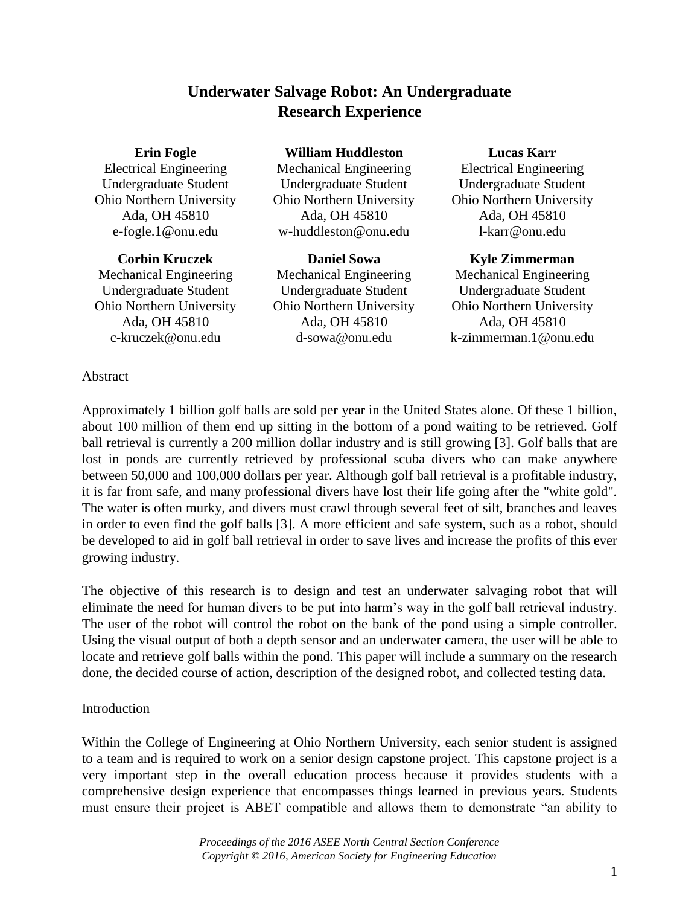# Underwater Salvage Robot: An Undergraduate Research Experience

**Erin Fogle**
Electrical Engineering
Undergraduate Student
Ohio Northern University
Ada, OH 45810
e-fogle.1@onu.edu

**William Huddleston**
Mechanical Engineering
Undergraduate Student
Ohio Northern University
Ada, OH 45810
w-huddleston@onu.edu

**Lucas Karr**
Electrical Engineering
Undergraduate Student
Ohio Northern University
Ada, OH 45810
l-karr@onu.edu

**Corbin Kruczek**
Mechanical Engineering
Undergraduate Student
Ohio Northern University
Ada, OH 45810
c-kruczek@onu.edu

**Daniel Sowa**
Mechanical Engineering
Undergraduate Student
Ohio Northern University
Ada, OH 45810
d-sowa@onu.edu

**Kyle Zimmerman**
Mechanical Engineering
Undergraduate Student
Ohio Northern University
Ada, OH 45810
k-zimmerman.1@onu.edu

## Abstract

Approximately 1 billion golf balls are sold per year in the United States alone. Of these 1 billion, about 100 million of them end up sitting in the bottom of a pond waiting to be retrieved. Golf ball retrieval is currently a 200 million dollar industry and is still growing [3]. Golf balls that are lost in ponds are currently retrieved by professional scuba divers who can make anywhere between 50,000 and 100,000 dollars per year. Although golf ball retrieval is a profitable industry, it is far from safe, and many professional divers have lost their life going after the "white gold". The water is often murky, and divers must crawl through several feet of silt, branches and leaves in order to even find the golf balls [3]. A more efficient and safe system, such as a robot, should be developed to aid in golf ball retrieval in order to save lives and increase the profits of this ever growing industry.

The objective of this research is to design and test an underwater salvaging robot that will eliminate the need for human divers to be put into harm's way in the golf ball retrieval industry. The user of the robot will control the robot on the bank of the pond using a simple controller. Using the visual output of both a depth sensor and an underwater camera, the user will be able to locate and retrieve golf balls within the pond. This paper will include a summary on the research done, the decided course of action, description of the designed robot, and collected testing data.

## Introduction

Within the College of Engineering at Ohio Northern University, each senior student is assigned to a team and is required to work on a senior design capstone project. This capstone project is a very important step in the overall education process because it provides students with a comprehensive design experience that encompasses things learned in previous years. Students must ensure their project is ABET compatible and allows them to demonstrate "an ability to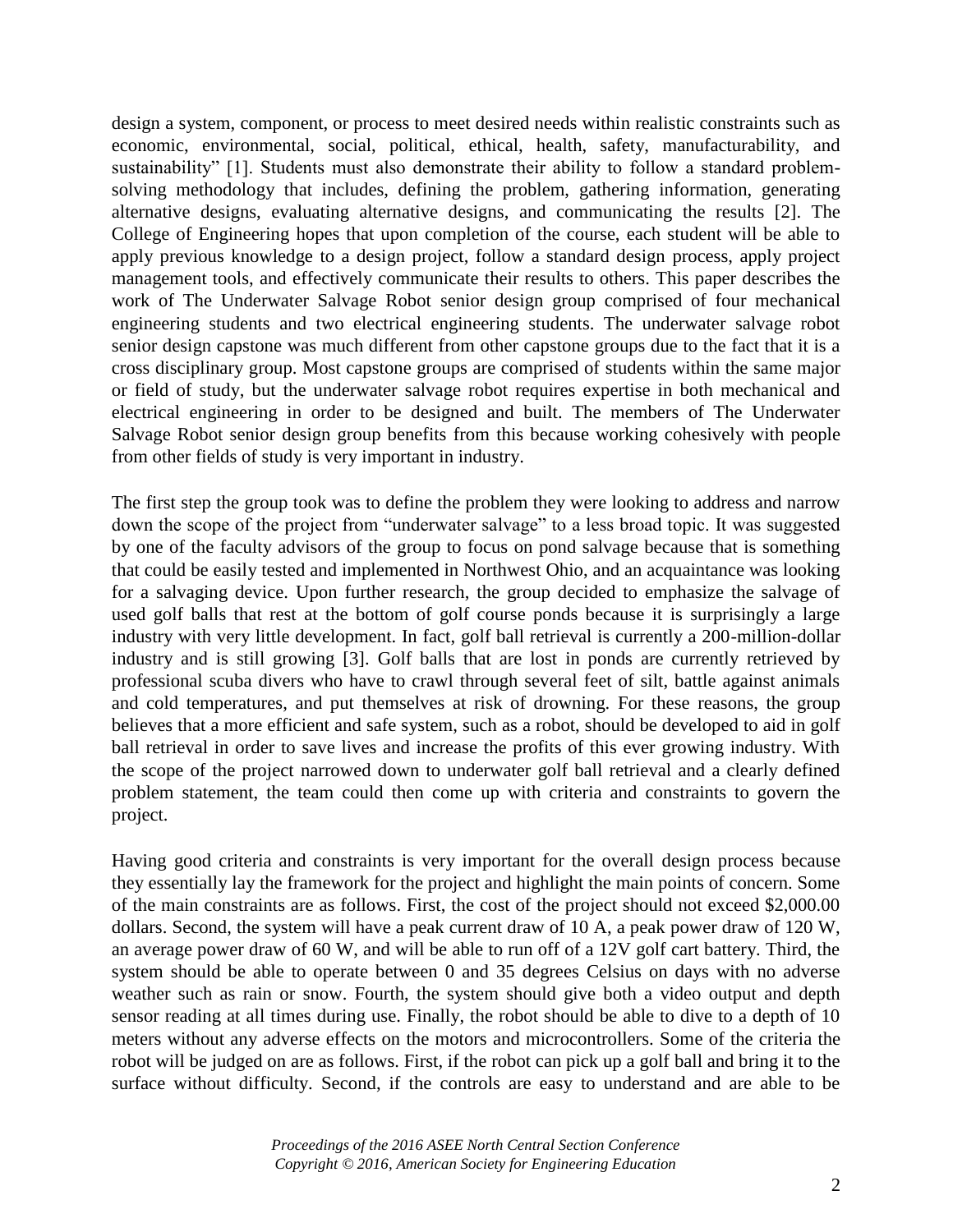design a system, component, or process to meet desired needs within realistic constraints such as economic, environmental, social, political, ethical, health, safety, manufacturability, and sustainability" [1]. Students must also demonstrate their ability to follow a standard problem-solving methodology that includes, defining the problem, gathering information, generating alternative designs, evaluating alternative designs, and communicating the results [2]. The College of Engineering hopes that upon completion of the course, each student will be able to apply previous knowledge to a design project, follow a standard design process, apply project management tools, and effectively communicate their results to others. This paper describes the work of The Underwater Salvage Robot senior design group comprised of four mechanical engineering students and two electrical engineering students. The underwater salvage robot senior design capstone was much different from other capstone groups due to the fact that it is a cross disciplinary group. Most capstone groups are comprised of students within the same major or field of study, but the underwater salvage robot requires expertise in both mechanical and electrical engineering in order to be designed and built. The members of The Underwater Salvage Robot senior design group benefits from this because working cohesively with people from other fields of study is very important in industry.

The first step the group took was to define the problem they were looking to address and narrow down the scope of the project from "underwater salvage" to a less broad topic. It was suggested by one of the faculty advisors of the group to focus on pond salvage because that is something that could be easily tested and implemented in Northwest Ohio, and an acquaintance was looking for a salvaging device. Upon further research, the group decided to emphasize the salvage of used golf balls that rest at the bottom of golf course ponds because it is surprisingly a large industry with very little development. In fact, golf ball retrieval is currently a 200-million-dollar industry and is still growing [3]. Golf balls that are lost in ponds are currently retrieved by professional scuba divers who have to crawl through several feet of silt, battle against animals and cold temperatures, and put themselves at risk of drowning. For these reasons, the group believes that a more efficient and safe system, such as a robot, should be developed to aid in golf ball retrieval in order to save lives and increase the profits of this ever growing industry. With the scope of the project narrowed down to underwater golf ball retrieval and a clearly defined problem statement, the team could then come up with criteria and constraints to govern the project.

Having good criteria and constraints is very important for the overall design process because they essentially lay the framework for the project and highlight the main points of concern. Some of the main constraints are as follows. First, the cost of the project should not exceed $2,000.00 dollars. Second, the system will have a peak current draw of 10 A, a peak power draw of 120 W, an average power draw of 60 W, and will be able to run off of a 12V golf cart battery. Third, the system should be able to operate between 0 and 35 degrees Celsius on days with no adverse weather such as rain or snow. Fourth, the system should give both a video output and depth sensor reading at all times during use. Finally, the robot should be able to dive to a depth of 10 meters without any adverse effects on the motors and microcontrollers. Some of the criteria the robot will be judged on are as follows. First, if the robot can pick up a golf ball and bring it to the surface without difficulty. Second, if the controls are easy to understand and are able to be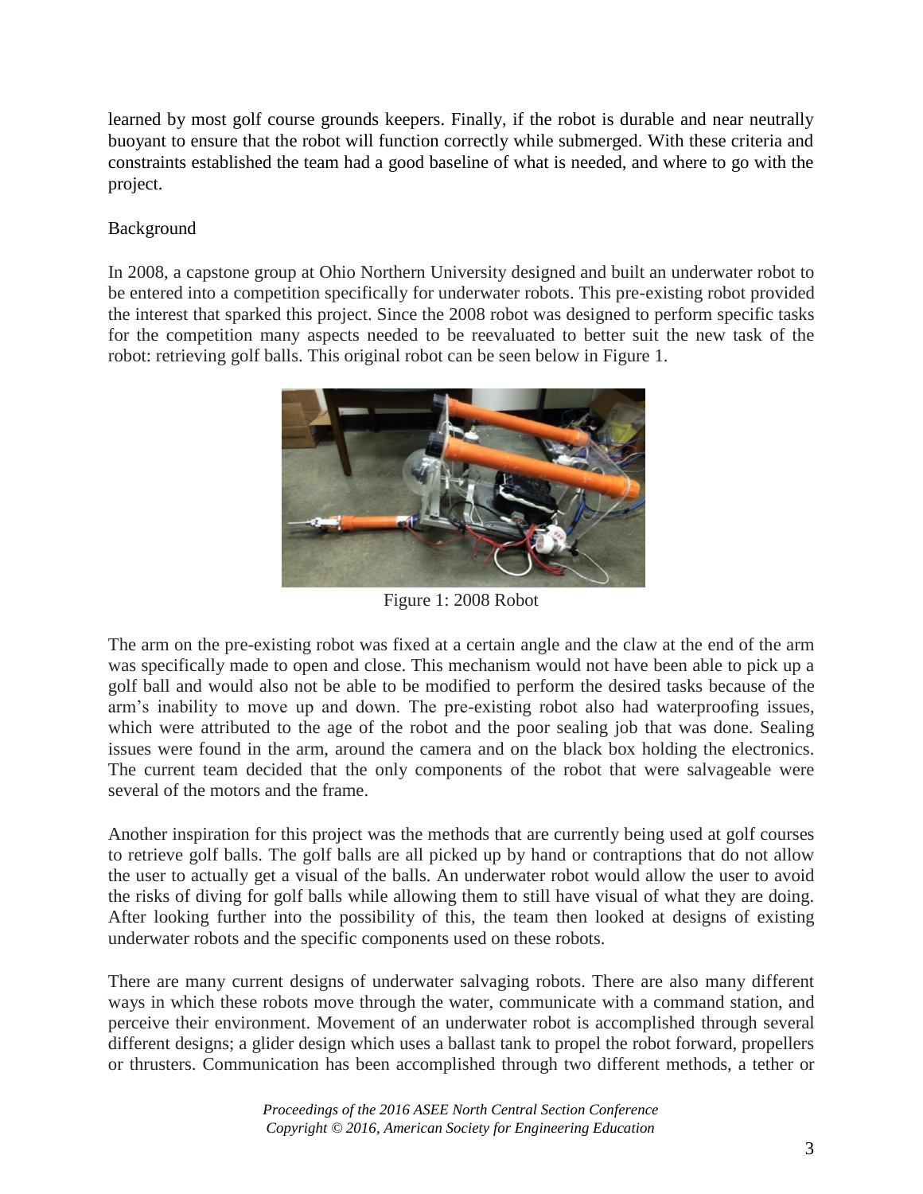learned by most golf course grounds keepers. Finally, if the robot is durable and near neutrally buoyant to ensure that the robot will function correctly while submerged. With these criteria and constraints established the team had a good baseline of what is needed, and where to go with the project.

## Background

In 2008, a capstone group at Ohio Northern University designed and built an underwater robot to be entered into a competition specifically for underwater robots. This pre-existing robot provided the interest that sparked this project. Since the 2008 robot was designed to perform specific tasks for the competition many aspects needed to be reevaluated to better suit the new task of the robot: retrieving golf balls. This original robot can be seen below in Figure 1.

Figure 1: 2008 Robot

The arm on the pre-existing robot was fixed at a certain angle and the claw at the end of the arm was specifically made to open and close. This mechanism would not have been able to pick up a golf ball and would also not be able to be modified to perform the desired tasks because of the arm's inability to move up and down. The pre-existing robot also had waterproofing issues, which were attributed to the age of the robot and the poor sealing job that was done. Sealing issues were found in the arm, around the camera and on the black box holding the electronics. The current team decided that the only components of the robot that were salvageable were several of the motors and the frame.

Another inspiration for this project was the methods that are currently being used at golf courses to retrieve golf balls. The golf balls are all picked up by hand or contraptions that do not allow the user to actually get a visual of the balls. An underwater robot would allow the user to avoid the risks of diving for golf balls while allowing them to still have visual of what they are doing. After looking further into the possibility of this, the team then looked at designs of existing underwater robots and the specific components used on these robots.

There are many current designs of underwater salvaging robots. There are also many different ways in which these robots move through the water, communicate with a command station, and perceive their environment. Movement of an underwater robot is accomplished through several different designs; a glider design which uses a ballast tank to propel the robot forward, propellers or thrusters. Communication has been accomplished through two different methods, a tether or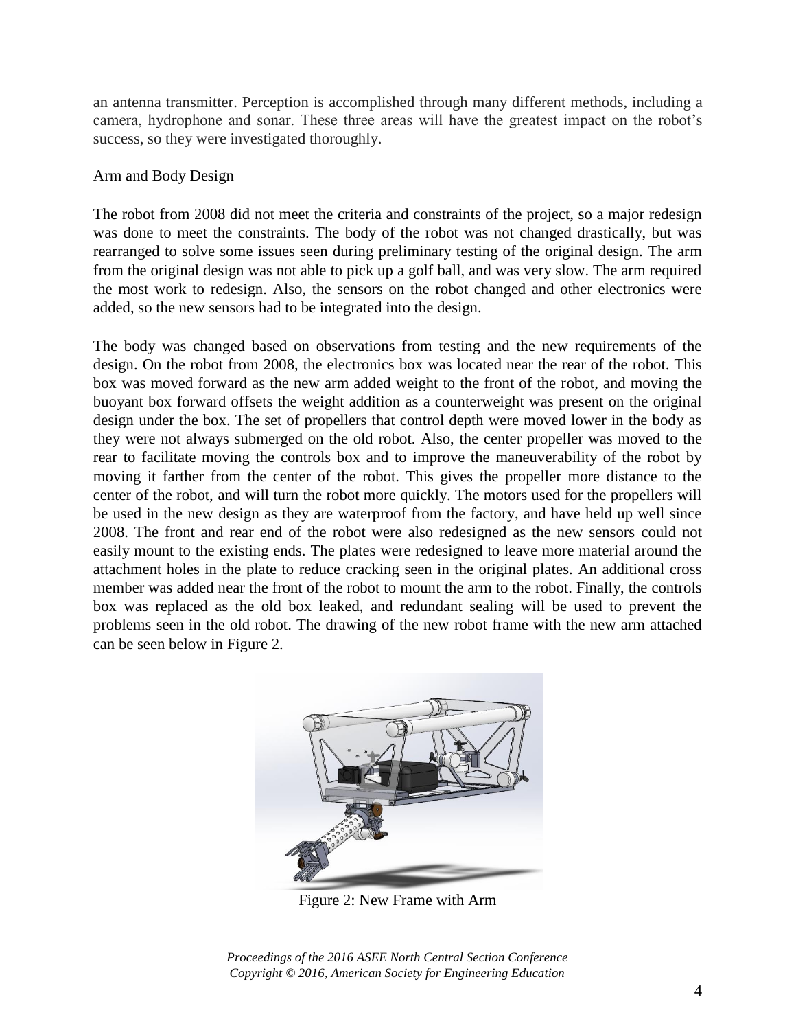an antenna transmitter. Perception is accomplished through many different methods, including a camera, hydrophone and sonar. These three areas will have the greatest impact on the robot's success, so they were investigated thoroughly.

## Arm and Body Design

The robot from 2008 did not meet the criteria and constraints of the project, so a major redesign was done to meet the constraints. The body of the robot was not changed drastically, but was rearranged to solve some issues seen during preliminary testing of the original design. The arm from the original design was not able to pick up a golf ball, and was very slow. The arm required the most work to redesign. Also, the sensors on the robot changed and other electronics were added, so the new sensors had to be integrated into the design.

The body was changed based on observations from testing and the new requirements of the design. On the robot from 2008, the electronics box was located near the rear of the robot. This box was moved forward as the new arm added weight to the front of the robot, and moving the buoyant box forward offsets the weight addition as a counterweight was present on the original design under the box. The set of propellers that control depth were moved lower in the body as they were not always submerged on the old robot. Also, the center propeller was moved to the rear to facilitate moving the controls box and to improve the maneuverability of the robot by moving it farther from the center of the robot. This gives the propeller more distance to the center of the robot, and will turn the robot more quickly. The motors used for the propellers will be used in the new design as they are waterproof from the factory, and have held up well since 2008. The front and rear end of the robot were also redesigned as the new sensors could not easily mount to the existing ends. The plates were redesigned to leave more material around the attachment holes in the plate to reduce cracking seen in the original plates. An additional cross member was added near the front of the robot to mount the arm to the robot. Finally, the controls box was replaced as the old box leaked, and redundant sealing will be used to prevent the problems seen in the old robot. The drawing of the new robot frame with the new arm attached can be seen below in Figure 2.

Figure 2: New Frame with Arm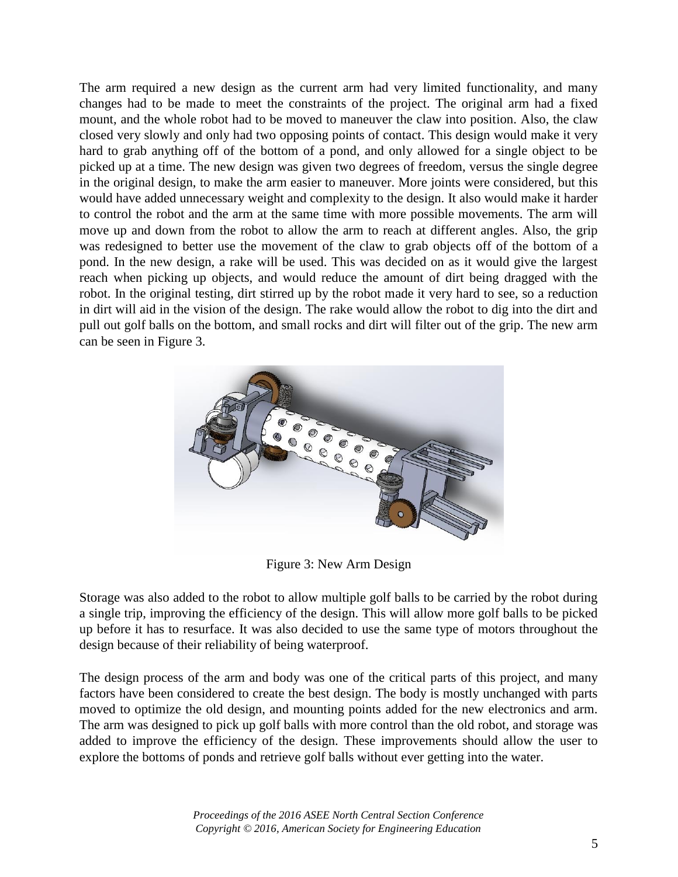The arm required a new design as the current arm had very limited functionality, and many changes had to be made to meet the constraints of the project. The original arm had a fixed mount, and the whole robot had to be moved to maneuver the claw into position. Also, the claw closed very slowly and only had two opposing points of contact. This design would make it very hard to grab anything off of the bottom of a pond, and only allowed for a single object to be picked up at a time. The new design was given two degrees of freedom, versus the single degree in the original design, to make the arm easier to maneuver. More joints were considered, but this would have added unnecessary weight and complexity to the design. It also would make it harder to control the robot and the arm at the same time with more possible movements. The arm will move up and down from the robot to allow the arm to reach at different angles. Also, the grip was redesigned to better use the movement of the claw to grab objects off of the bottom of a pond. In the new design, a rake will be used. This was decided on as it would give the largest reach when picking up objects, and would reduce the amount of dirt being dragged with the robot. In the original testing, dirt stirred up by the robot made it very hard to see, so a reduction in dirt will aid in the vision of the design. The rake would allow the robot to dig into the dirt and pull out golf balls on the bottom, and small rocks and dirt will filter out of the grip. The new arm can be seen in Figure 3.

Figure 3: New Arm Design

Storage was also added to the robot to allow multiple golf balls to be carried by the robot during a single trip, improving the efficiency of the design. This will allow more golf balls to be picked up before it has to resurface. It was also decided to use the same type of motors throughout the design because of their reliability of being waterproof.

The design process of the arm and body was one of the critical parts of this project, and many factors have been considered to create the best design. The body is mostly unchanged with parts moved to optimize the old design, and mounting points added for the new electronics and arm. The arm was designed to pick up golf balls with more control than the old robot, and storage was added to improve the efficiency of the design. These improvements should allow the user to explore the bottoms of ponds and retrieve golf balls without ever getting into the water.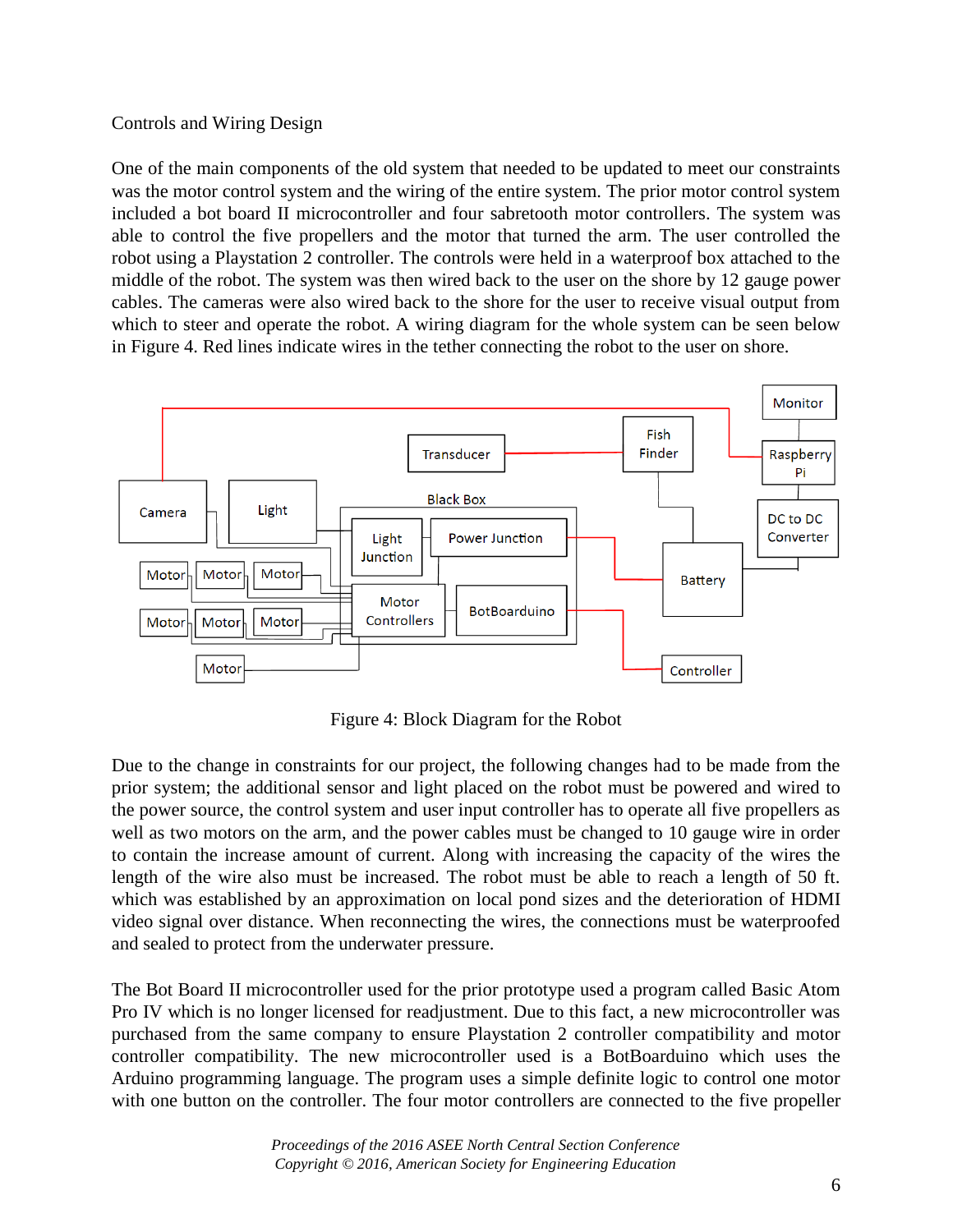Controls and Wiring Design

One of the main components of the old system that needed to be updated to meet our constraints was the motor control system and the wiring of the entire system. The prior motor control system included a bot board II microcontroller and four sabretooth motor controllers. The system was able to control the five propellers and the motor that turned the arm. The user controlled the robot using a Playstation 2 controller. The controls were held in a waterproof box attached to the middle of the robot. The system was then wired back to the user on the shore by 12 gauge power cables. The cameras were also wired back to the shore for the user to receive visual output from which to steer and operate the robot. A wiring diagram for the whole system can be seen below in Figure 4. Red lines indicate wires in the tether connecting the robot to the user on shore.

Monitor
Transducer
Fish Finder
Raspberry Pi
Camera
Light
Black Box
DC to DC Converter
Light Junction
Power Junction
Motor
Motor
Motor
Motor Controllers
Battery
Motor
Motor
Motor
BotBoarduino
Motor
Controller

Figure 4: Block Diagram for the Robot

Due to the change in constraints for our project, the following changes had to be made from the prior system; the additional sensor and light placed on the robot must be powered and wired to the power source, the control system and user input controller has to operate all five propellers as well as two motors on the arm, and the power cables must be changed to 10 gauge wire in order to contain the increase amount of current. Along with increasing the capacity of the wires the length of the wire also must be increased. The robot must be able to reach a length of 50 ft. which was established by an approximation on local pond sizes and the deterioration of HDMI video signal over distance. When reconnecting the wires, the connections must be waterproofed and sealed to protect from the underwater pressure.

The Bot Board II microcontroller used for the prior prototype used a program called Basic Atom Pro IV which is no longer licensed for readjustment. Due to this fact, a new microcontroller was purchased from the same company to ensure Playstation 2 controller compatibility and motor controller compatibility. The new microcontroller used is a BotBoarduino which uses the Arduino programming language. The program uses a simple definite logic to control one motor with one button on the controller. The four motor controllers are connected to the five propeller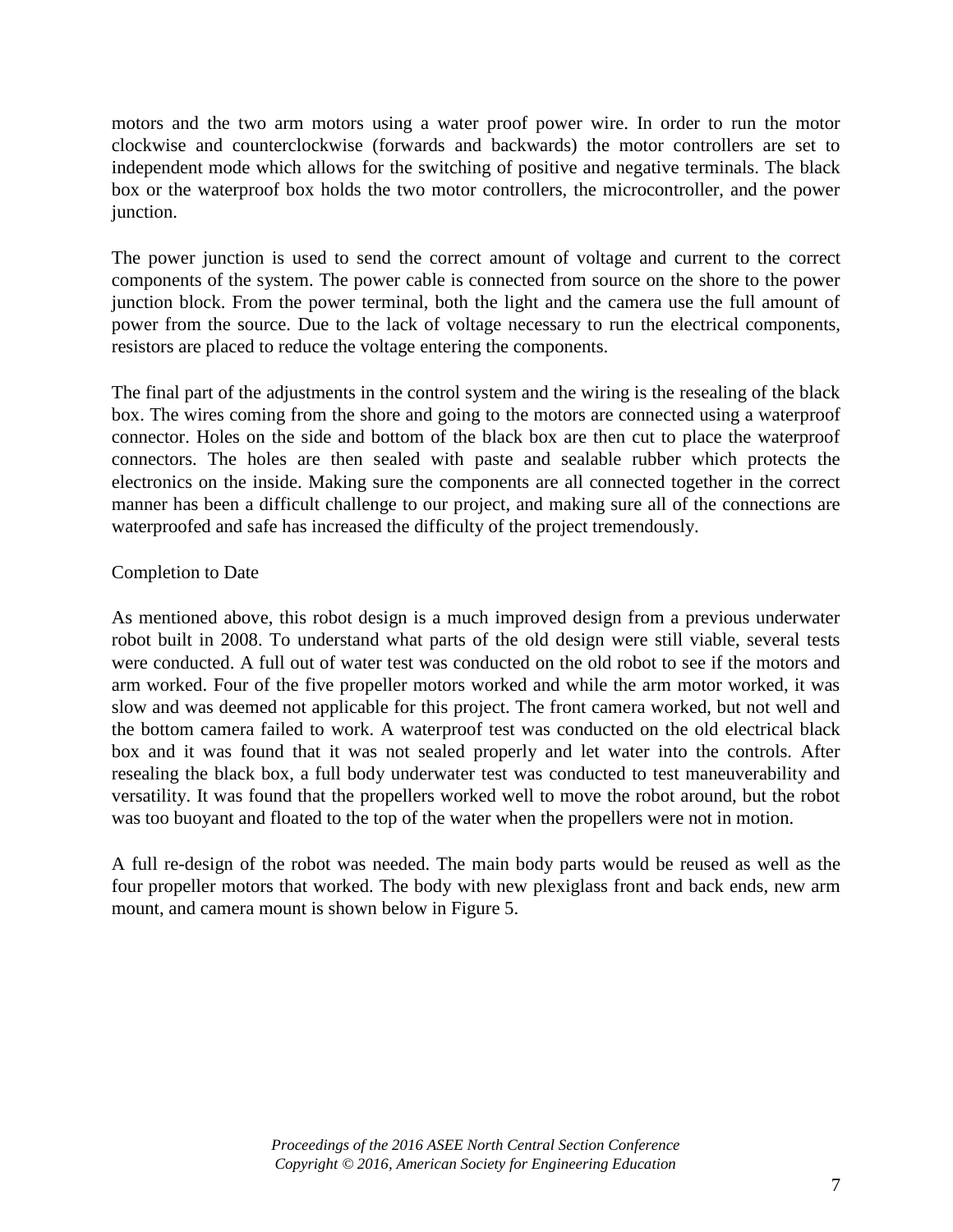motors and the two arm motors using a water proof power wire. In order to run the motor clockwise and counterclockwise (forwards and backwards) the motor controllers are set to independent mode which allows for the switching of positive and negative terminals. The black box or the waterproof box holds the two motor controllers, the microcontroller, and the power junction.

The power junction is used to send the correct amount of voltage and current to the correct components of the system. The power cable is connected from source on the shore to the power junction block. From the power terminal, both the light and the camera use the full amount of power from the source. Due to the lack of voltage necessary to run the electrical components, resistors are placed to reduce the voltage entering the components.

The final part of the adjustments in the control system and the wiring is the resealing of the black box. The wires coming from the shore and going to the motors are connected using a waterproof connector. Holes on the side and bottom of the black box are then cut to place the waterproof connectors. The holes are then sealed with paste and sealable rubber which protects the electronics on the inside. Making sure the components are all connected together in the correct manner has been a difficult challenge to our project, and making sure all of the connections are waterproofed and safe has increased the difficulty of the project tremendously.

## Completion to Date

As mentioned above, this robot design is a much improved design from a previous underwater robot built in 2008. To understand what parts of the old design were still viable, several tests were conducted. A full out of water test was conducted on the old robot to see if the motors and arm worked. Four of the five propeller motors worked and while the arm motor worked, it was slow and was deemed not applicable for this project. The front camera worked, but not well and the bottom camera failed to work. A waterproof test was conducted on the old electrical black box and it was found that it was not sealed properly and let water into the controls. After resealing the black box, a full body underwater test was conducted to test maneuverability and versatility. It was found that the propellers worked well to move the robot around, but the robot was too buoyant and floated to the top of the water when the propellers were not in motion.

A full re-design of the robot was needed. The main body parts would be reused as well as the four propeller motors that worked. The body with new plexiglass front and back ends, new arm mount, and camera mount is shown below in Figure 5.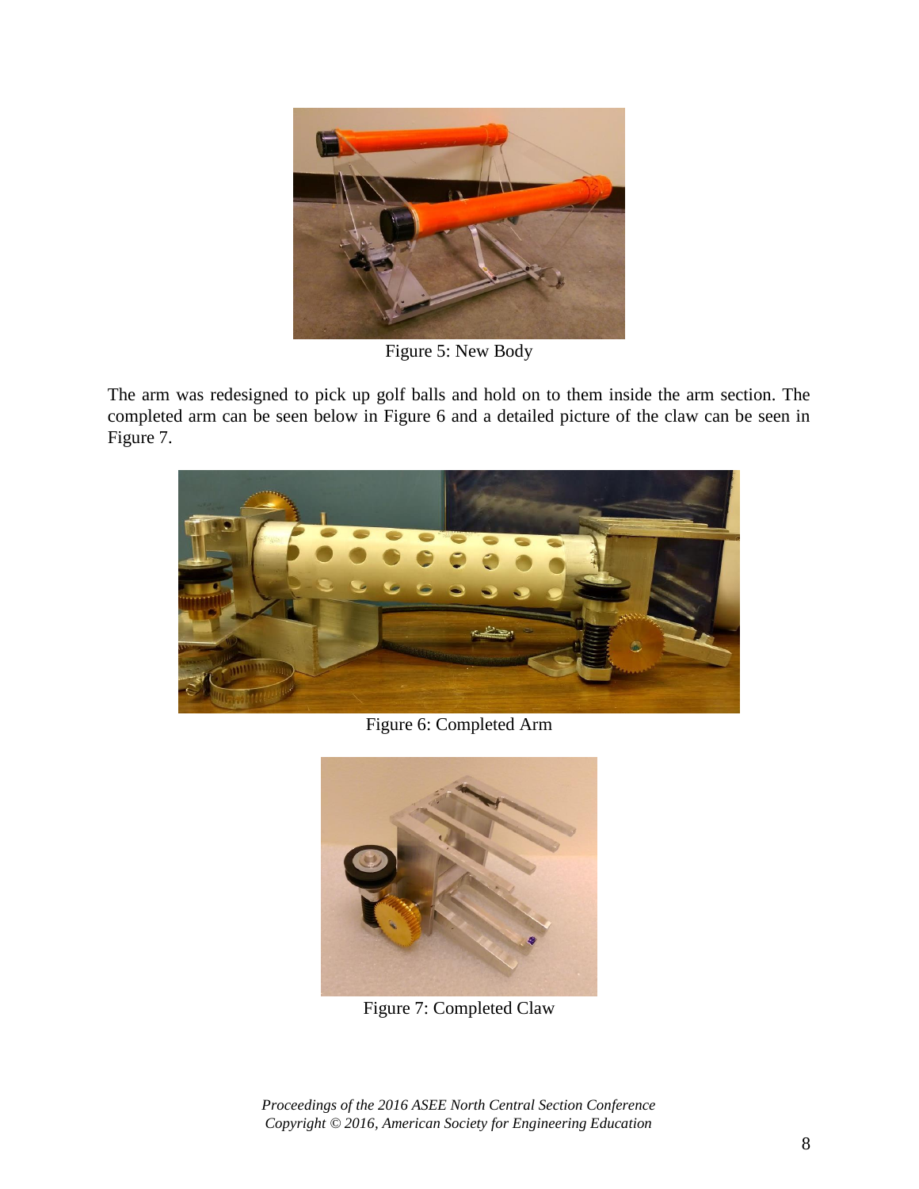Figure 5: New Body

The arm was redesigned to pick up golf balls and hold on to them inside the arm section. The completed arm can be seen below in Figure 6 and a detailed picture of the claw can be seen in Figure 7.

Figure 6: Completed Arm

Figure 7: Completed Claw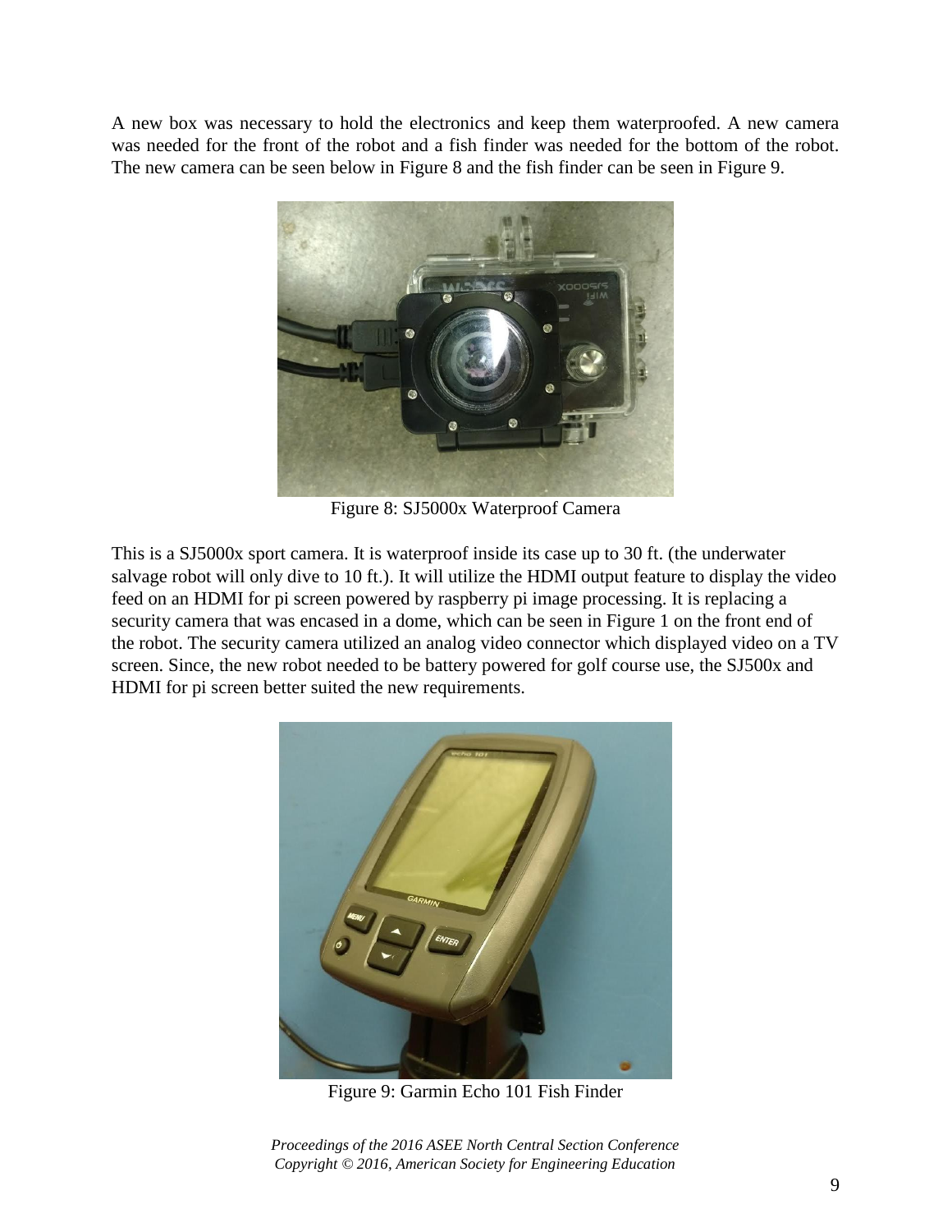A new box was necessary to hold the electronics and keep them waterproofed. A new camera was needed for the front of the robot and a fish finder was needed for the bottom of the robot. The new camera can be seen below in Figure 8 and the fish finder can be seen in Figure 9.

Figure 8: SJ5000x Waterproof Camera

This is a SJ5000x sport camera. It is waterproof inside its case up to 30 ft. (the underwater salvage robot will only dive to 10 ft.). It will utilize the HDMI output feature to display the video feed on an HDMI for pi screen powered by raspberry pi image processing. It is replacing a security camera that was encased in a dome, which can be seen in Figure 1 on the front end of the robot. The security camera utilized an analog video connector which displayed video on a TV screen. Since, the new robot needed to be battery powered for golf course use, the SJ500x and HDMI for pi screen better suited the new requirements.

Figure 9: Garmin Echo 101 Fish Finder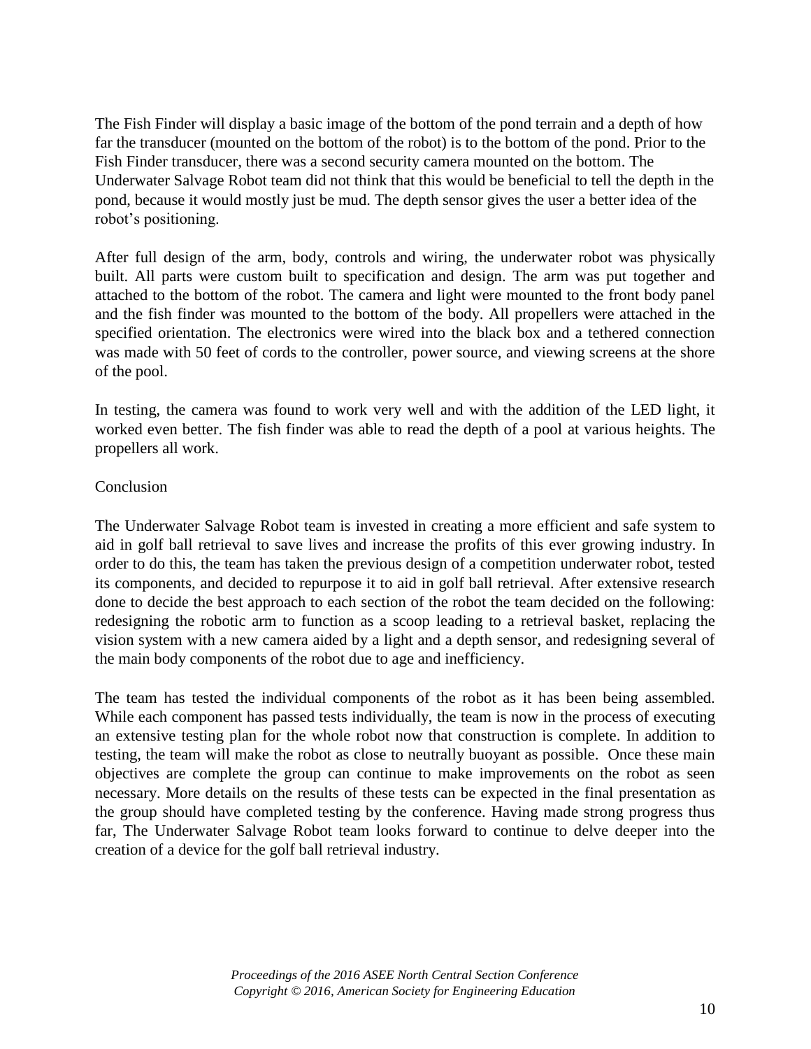The Fish Finder will display a basic image of the bottom of the pond terrain and a depth of how far the transducer (mounted on the bottom of the robot) is to the bottom of the pond. Prior to the Fish Finder transducer, there was a second security camera mounted on the bottom. The Underwater Salvage Robot team did not think that this would be beneficial to tell the depth in the pond, because it would mostly just be mud. The depth sensor gives the user a better idea of the robot's positioning.

After full design of the arm, body, controls and wiring, the underwater robot was physically built. All parts were custom built to specification and design. The arm was put together and attached to the bottom of the robot. The camera and light were mounted to the front body panel and the fish finder was mounted to the bottom of the body. All propellers were attached in the specified orientation. The electronics were wired into the black box and a tethered connection was made with 50 feet of cords to the controller, power source, and viewing screens at the shore of the pool.

In testing, the camera was found to work very well and with the addition of the LED light, it worked even better. The fish finder was able to read the depth of a pool at various heights. The propellers all work.

## Conclusion

The Underwater Salvage Robot team is invested in creating a more efficient and safe system to aid in golf ball retrieval to save lives and increase the profits of this ever growing industry. In order to do this, the team has taken the previous design of a competition underwater robot, tested its components, and decided to repurpose it to aid in golf ball retrieval. After extensive research done to decide the best approach to each section of the robot the team decided on the following: redesigning the robotic arm to function as a scoop leading to a retrieval basket, replacing the vision system with a new camera aided by a light and a depth sensor, and redesigning several of the main body components of the robot due to age and inefficiency.

The team has tested the individual components of the robot as it has been being assembled. While each component has passed tests individually, the team is now in the process of executing an extensive testing plan for the whole robot now that construction is complete. In addition to testing, the team will make the robot as close to neutrally buoyant as possible. Once these main objectives are complete the group can continue to make improvements on the robot as seen necessary. More details on the results of these tests can be expected in the final presentation as the group should have completed testing by the conference. Having made strong progress thus far, The Underwater Salvage Robot team looks forward to continue to delve deeper into the creation of a device for the golf ball retrieval industry.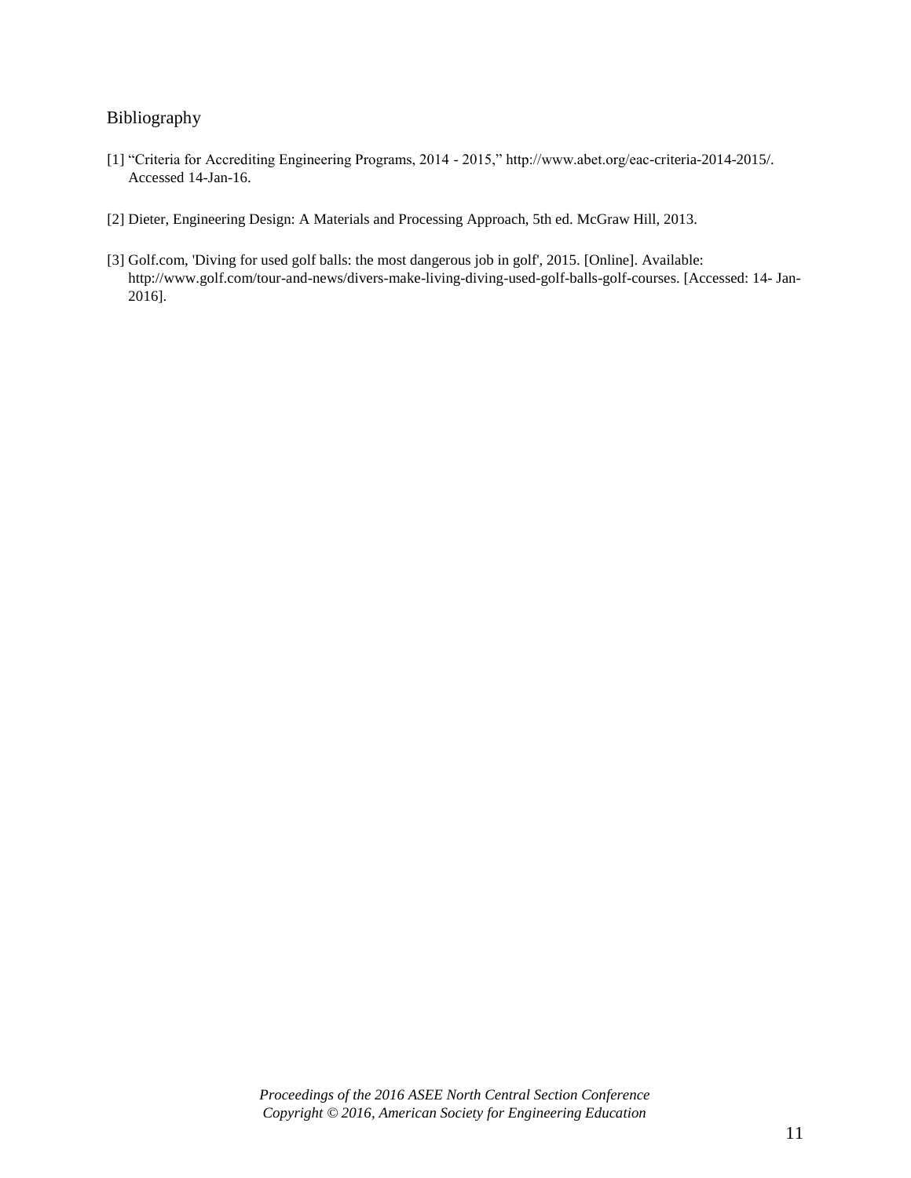## Bibliography

[1] "Criteria for Accrediting Engineering Programs, 2014 - 2015," http://www.abet.org/eac-criteria-2014-2015/. Accessed 14-Jan-16.

[2] Dieter, Engineering Design: A Materials and Processing Approach, 5th ed. McGraw Hill, 2013.

[3] Golf.com, 'Diving for used golf balls: the most dangerous job in golf', 2015. [Online]. Available: http://www.golf.com/tour-and-news/divers-make-living-diving-used-golf-balls-golf-courses. [Accessed: 14- Jan-2016].